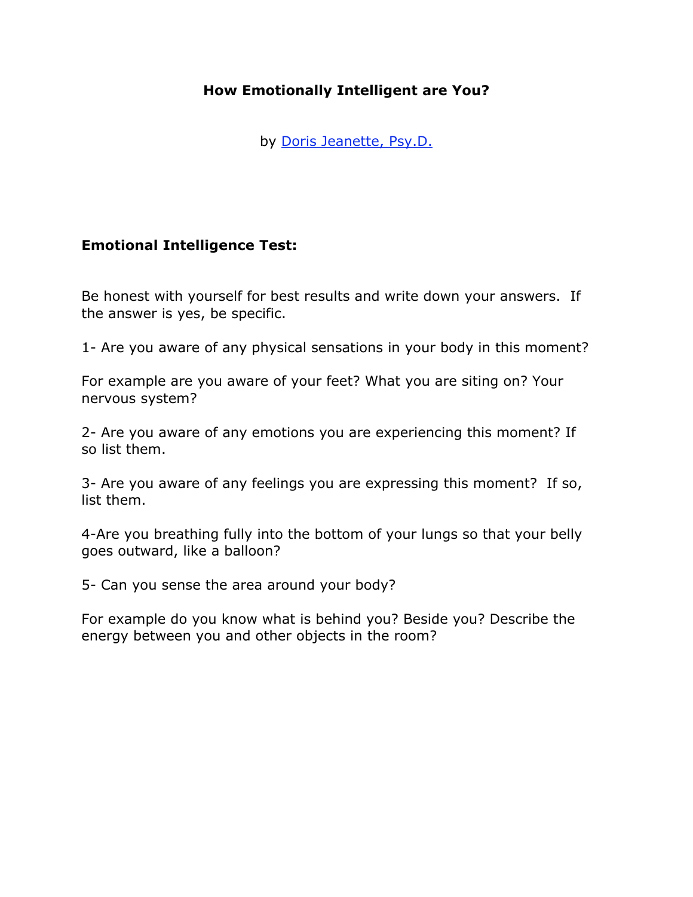# How Emotionally Intelligent are You?

by [Doris Jeanette, Psy.D.]()

## Emotional Intelligence Test:

Be honest with yourself for best results and write down your answers. If the answer is yes, be specific.

1- Are you aware of any physical sensations in your body in this moment?

For example are you aware of your feet? What you are siting on? Your nervous system?

2- Are you aware of any emotions you are experiencing this moment? If so list them.

3- Are you aware of any feelings you are expressing this moment? If so, list them.

4-Are you breathing fully into the bottom of your lungs so that your belly goes outward, like a balloon?

5- Can you sense the area around your body?

For example do you know what is behind you? Beside you? Describe the energy between you and other objects in the room?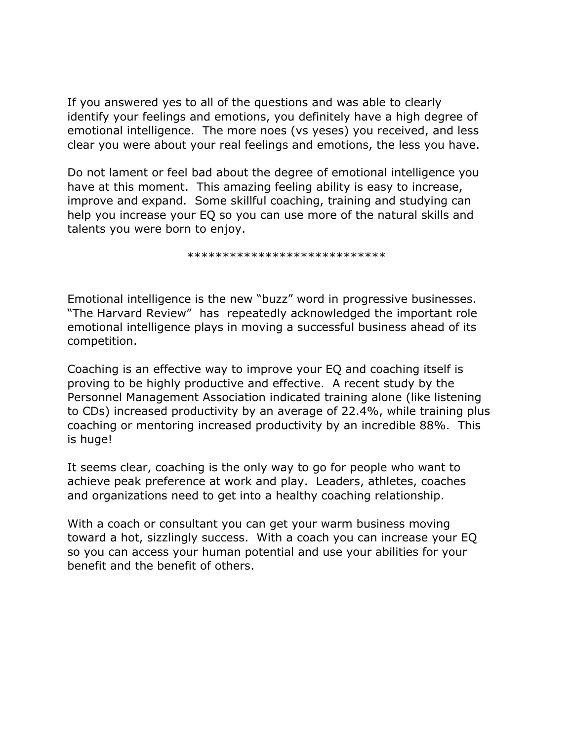If you answered yes to all of the questions and was able to clearly identify your feelings and emotions, you definitely have a high degree of emotional intelligence. The more noes (vs yeses) you received, and less clear you were about your real feelings and emotions, the less you have.

Do not lament or feel bad about the degree of emotional intelligence you have at this moment. This amazing feeling ability is easy to increase, improve and expand. Some skillful coaching, training and studying can help you increase your EQ so you can use more of the natural skills and talents you were born to enjoy.

****************************

Emotional intelligence is the new "buzz" word in progressive businesses. "The Harvard Review" has repeatedly acknowledged the important role emotional intelligence plays in moving a successful business ahead of its competition.

Coaching is an effective way to improve your EQ and coaching itself is proving to be highly productive and effective. A recent study by the Personnel Management Association indicated training alone (like listening to CDs) increased productivity by an average of 22.4%, while training plus coaching or mentoring increased productivity by an incredible 88%. This is huge!

It seems clear, coaching is the only way to go for people who want to achieve peak preference at work and play. Leaders, athletes, coaches and organizations need to get into a healthy coaching relationship.

With a coach or consultant you can get your warm business moving toward a hot, sizzlingly success. With a coach you can increase your EQ so you can access your human potential and use your abilities for your benefit and the benefit of others.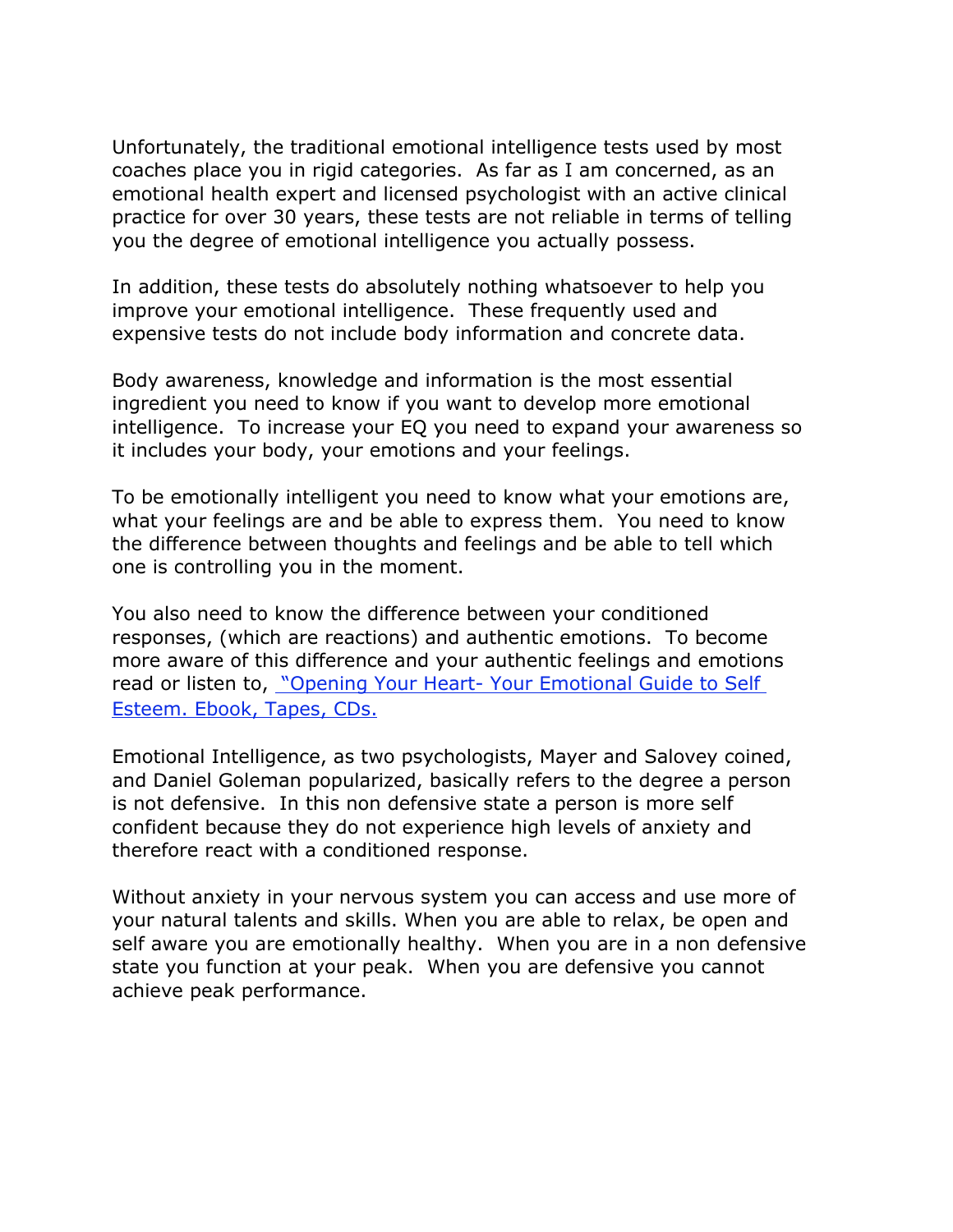Unfortunately, the traditional emotional intelligence tests used by most coaches place you in rigid categories. As far as I am concerned, as an emotional health expert and licensed psychologist with an active clinical practice for over 30 years, these tests are not reliable in terms of telling you the degree of emotional intelligence you actually possess.

In addition, these tests do absolutely nothing whatsoever to help you improve your emotional intelligence. These frequently used and expensive tests do not include body information and concrete data.

Body awareness, knowledge and information is the most essential ingredient you need to know if you want to develop more emotional intelligence. To increase your EQ you need to expand your awareness so it includes your body, your emotions and your feelings.

To be emotionally intelligent you need to know what your emotions are, what your feelings are and be able to express them. You need to know the difference between thoughts and feelings and be able to tell which one is controlling you in the moment.

You also need to know the difference between your conditioned responses, (which are reactions) and authentic emotions. To become more aware of this difference and your authentic feelings and emotions read or listen to, "Opening Your Heart- Your Emotional Guide to Self Esteem. Ebook, Tapes, CDs.

Emotional Intelligence, as two psychologists, Mayer and Salovey coined, and Daniel Goleman popularized, basically refers to the degree a person is not defensive. In this non defensive state a person is more self confident because they do not experience high levels of anxiety and therefore react with a conditioned response.

Without anxiety in your nervous system you can access and use more of your natural talents and skills. When you are able to relax, be open and self aware you are emotionally healthy. When you are in a non defensive state you function at your peak. When you are defensive you cannot achieve peak performance.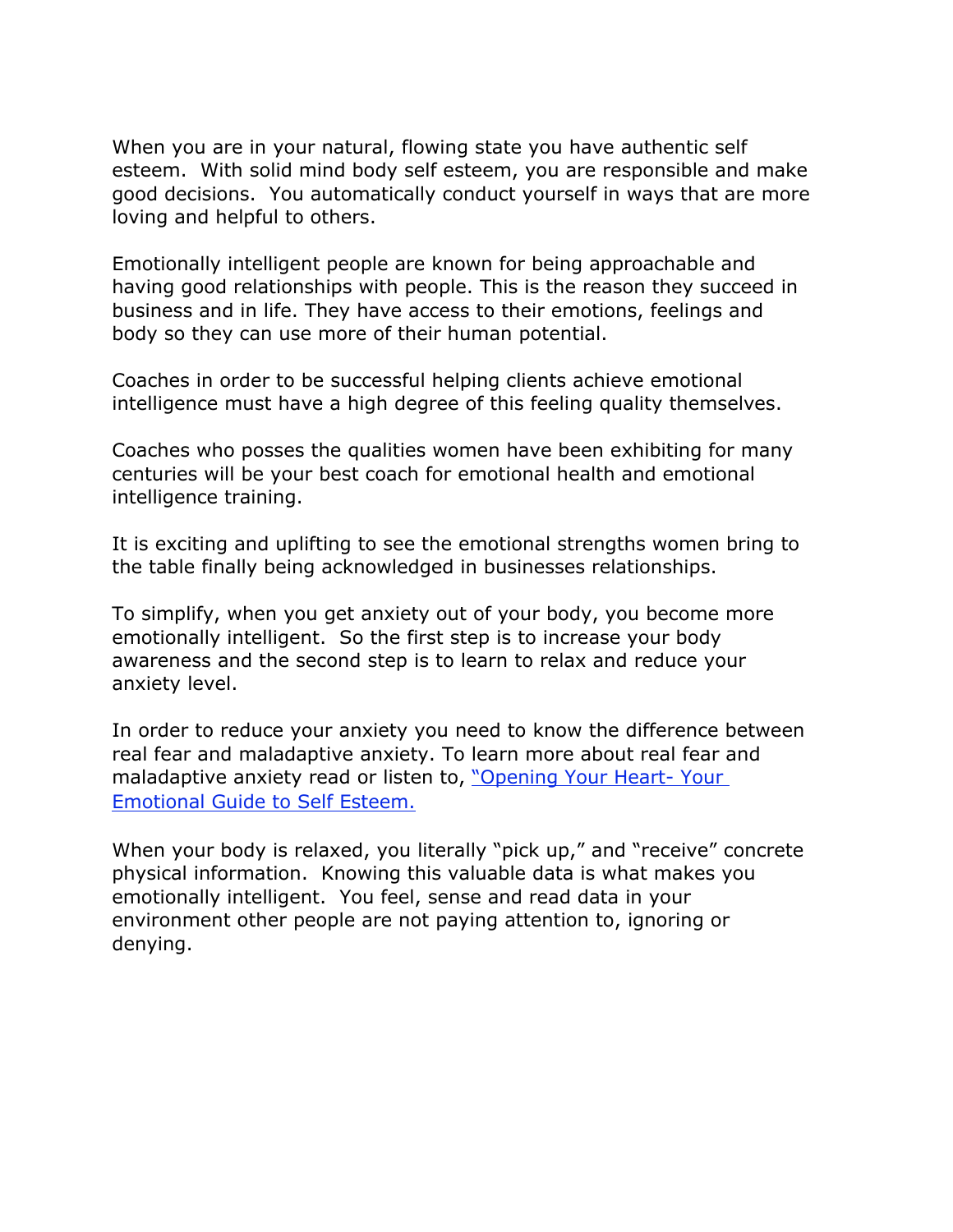When you are in your natural, flowing state you have authentic self esteem. With solid mind body self esteem, you are responsible and make good decisions. You automatically conduct yourself in ways that are more loving and helpful to others.

Emotionally intelligent people are known for being approachable and having good relationships with people. This is the reason they succeed in business and in life. They have access to their emotions, feelings and body so they can use more of their human potential.

Coaches in order to be successful helping clients achieve emotional intelligence must have a high degree of this feeling quality themselves.

Coaches who posses the qualities women have been exhibiting for many centuries will be your best coach for emotional health and emotional intelligence training.

It is exciting and uplifting to see the emotional strengths women bring to the table finally being acknowledged in businesses relationships.

To simplify, when you get anxiety out of your body, you become more emotionally intelligent. So the first step is to increase your body awareness and the second step is to learn to relax and reduce your anxiety level.

In order to reduce your anxiety you need to know the difference between real fear and maladaptive anxiety. To learn more about real fear and maladaptive anxiety read or listen to, "Opening Your Heart- Your Emotional Guide to Self Esteem.

When your body is relaxed, you literally "pick up," and "receive" concrete physical information. Knowing this valuable data is what makes you emotionally intelligent. You feel, sense and read data in your environment other people are not paying attention to, ignoring or denying.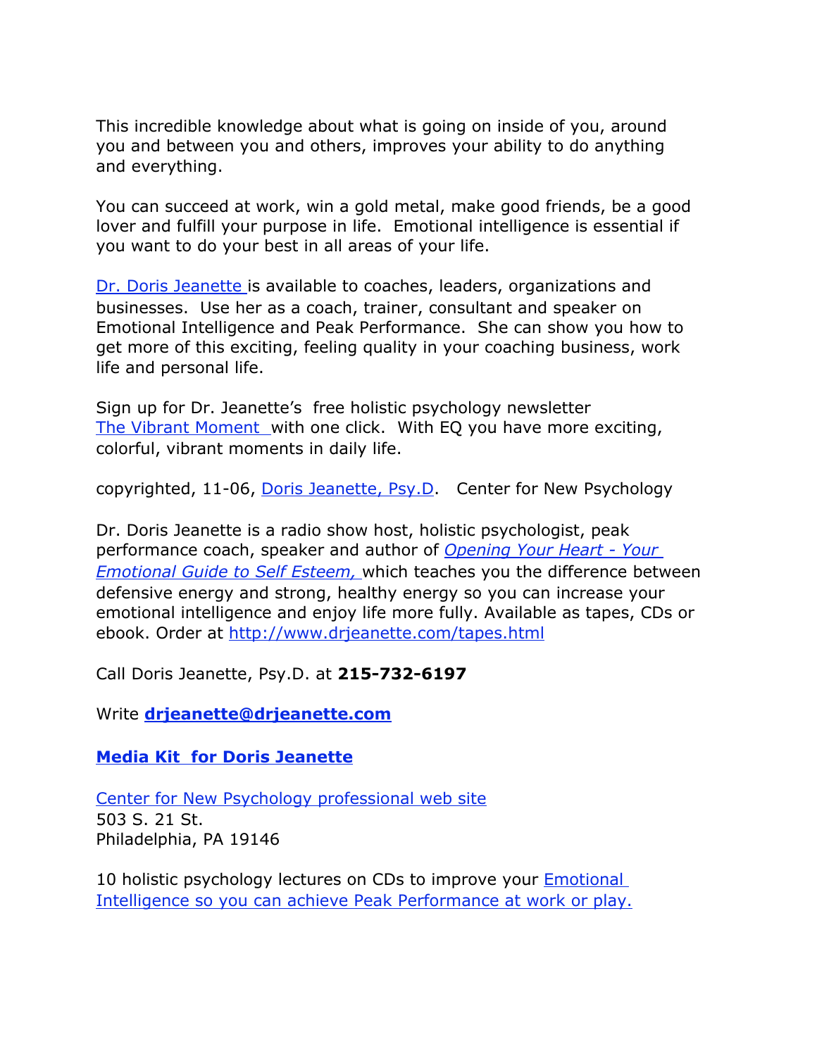This incredible knowledge about what is going on inside of you, around you and between you and others, improves your ability to do anything and everything.

You can succeed at work, win a gold metal, make good friends, be a good lover and fulfill your purpose in life.  Emotional intelligence is essential if you want to do your best in all areas of your life.

Dr. Doris Jeanette is available to coaches, leaders, organizations and businesses.  Use her as a coach, trainer, consultant and speaker on Emotional Intelligence and Peak Performance.  She can show you how to get more of this exciting, feeling quality in your coaching business, work life and personal life.

Sign up for Dr. Jeanette's  free holistic psychology newsletter The Vibrant Moment with one click.  With EQ you have more exciting, colorful, vibrant moments in daily life.

copyrighted, 11-06, Doris Jeanette, Psy.D.   Center for New Psychology

Dr. Doris Jeanette is a radio show host, holistic psychologist, peak performance coach, speaker and author of *Opening Your Heart - Your Emotional Guide to Self Esteem,* which teaches you the difference between defensive energy and strong, healthy energy so you can increase your emotional intelligence and enjoy life more fully. Available as tapes, CDs or ebook. Order at http://www.drjeanette.com/tapes.html

Call Doris Jeanette, Psy.D. at **215-732-6197**

Write **drjeanette@drjeanette.com**

**Media Kit  for Doris Jeanette**

Center for New Psychology professional web site
503 S. 21 St.
Philadelphia, PA 19146

10 holistic psychology lectures on CDs to improve your Emotional Intelligence so you can achieve Peak Performance at work or play.